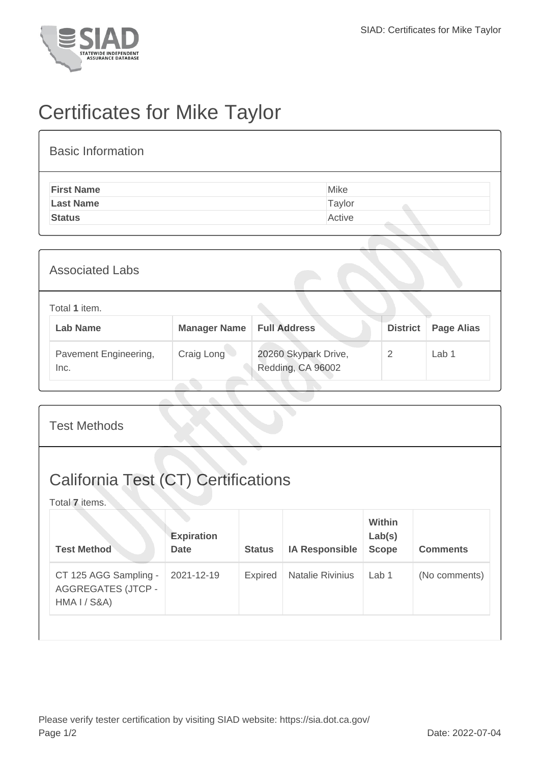# Certificates for Mike Taylor

## Basic Information

| | |
|---|---|
| **First Name** | Mike |
| **Last Name** | Taylor |
| **Status** | Active |

## Associated Labs

Total **1** item.

| Lab Name | Manager Name | Full Address | District | Page Alias |
|---|---|---|---|---|
| Pavement Engineering, Inc. | Craig Long | 20260 Skypark Drive, Redding, CA 96002 | 2 | Lab 1 |

## Test Methods

## California Test (CT) Certifications

Total **7** items.

| Test Method | Expiration Date | Status | IA Responsible | Within Lab(s) Scope | Comments |
|---|---|---|---|---|---|
| CT 125 AGG Sampling - AGGREGATES (JTCP - HMA I / S&A) | 2021-12-19 | Expired | Natalie Rivinius | Lab 1 | (No comments) |

Please verify tester certification by visiting SIAD website: https://sia.dot.ca.gov/

Date: 2022-07-04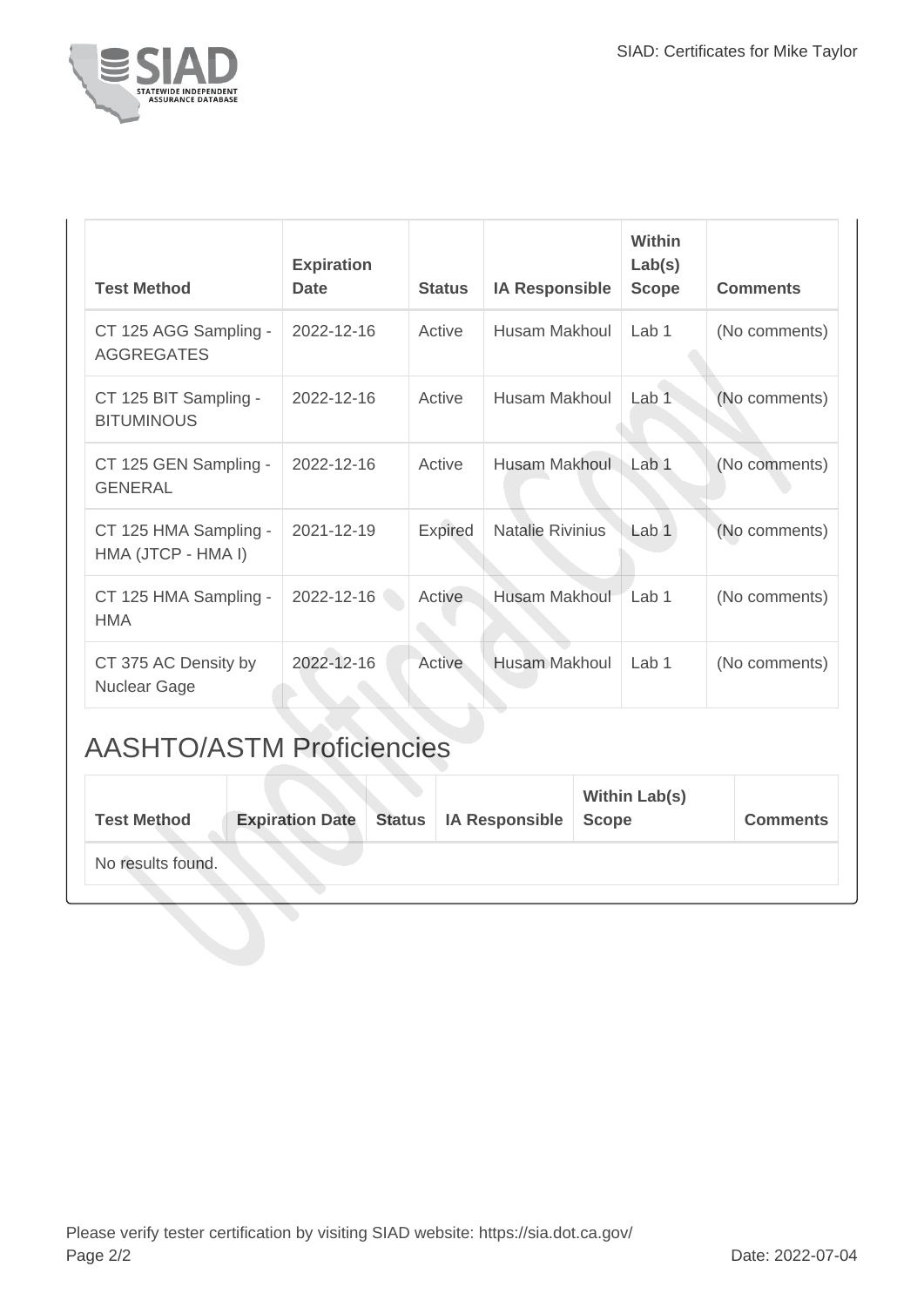| Test Method | Expiration Date | Status | IA Responsible | Within Lab(s) Scope | Comments |
|---|---|---|---|---|---|
| CT 125 AGG Sampling - AGGREGATES | 2022-12-16 | Active | Husam Makhoul | Lab 1 | (No comments) |
| CT 125 BIT Sampling - BITUMINOUS | 2022-12-16 | Active | Husam Makhoul | Lab 1 | (No comments) |
| CT 125 GEN Sampling - GENERAL | 2022-12-16 | Active | Husam Makhoul | Lab 1 | (No comments) |
| CT 125 HMA Sampling - HMA (JTCP - HMA I) | 2021-12-19 | Expired | Natalie Rivinius | Lab 1 | (No comments) |
| CT 125 HMA Sampling - HMA | 2022-12-16 | Active | Husam Makhoul | Lab 1 | (No comments) |
| CT 375 AC Density by Nuclear Gage | 2022-12-16 | Active | Husam Makhoul | Lab 1 | (No comments) |

## AASHTO/ASTM Proficiencies

| Test Method | Expiration Date | Status | IA Responsible | Within Lab(s) Scope | Comments |
|---|---|---|---|---|---|
| No results found. | | | | | |

Please verify tester certification by visiting SIAD website: https://sia.dot.ca.gov/

Date: 2022-07-04